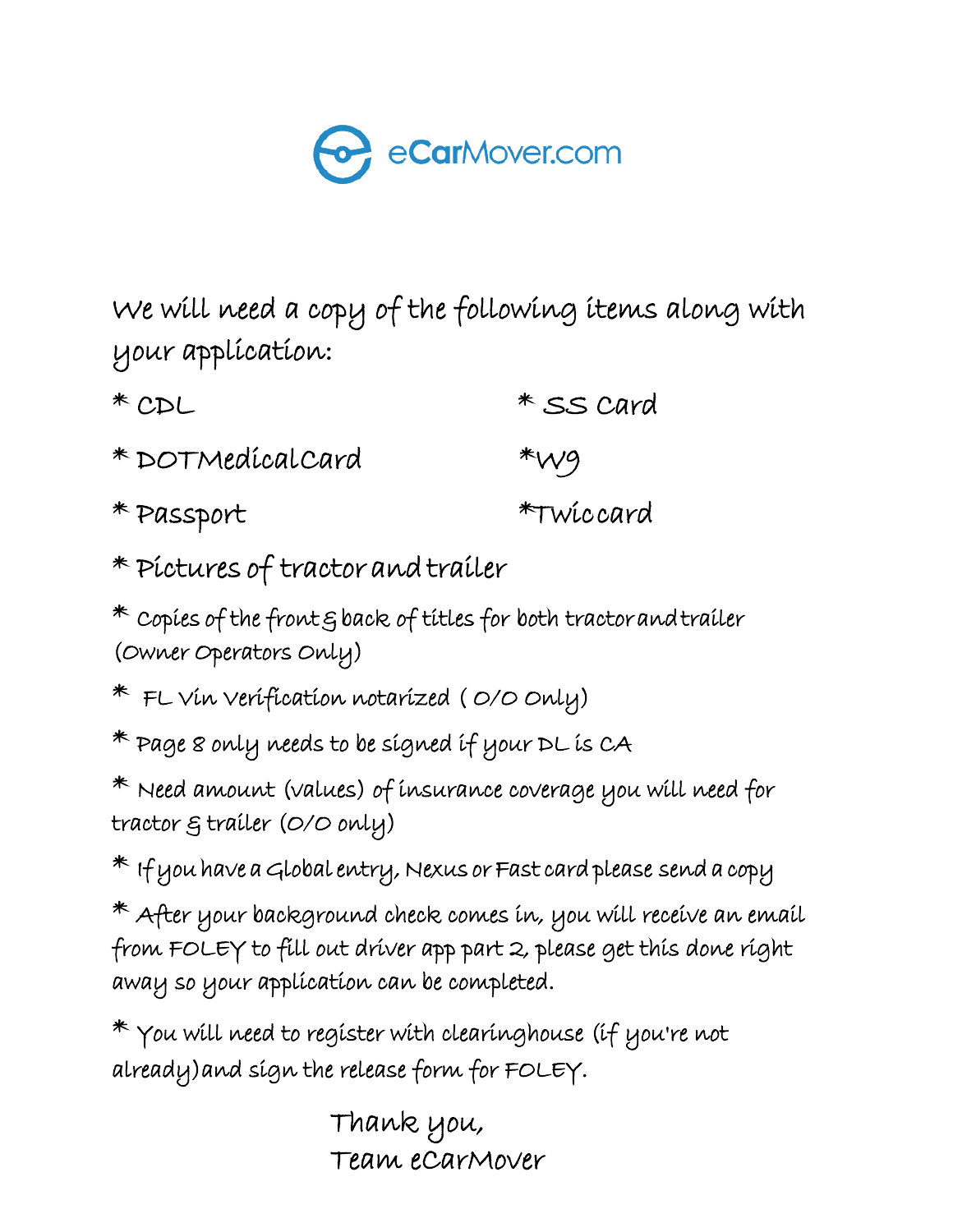eCarMover.com

We will need a copy of the following items along with your application:

* CDL
* DOTMedicalCard
* Passport
* SS Card
* W9
* Twic card
* Pictures of tractor and trailer
* Copies of the front & back of titles for both tractor and trailer (Owner Operators Only)
* FL Vin Verification notarized ( O/O Only)
* Page 8 only needs to be signed if your DL is CA
* Need amount (values) of insurance coverage you will need for tractor & trailer (O/O only)
* If you have a Global entry, Nexus or Fast card please send a copy
* After your background check comes in, you will receive an email from FOLEY to fill out driver app part 2, please get this done right away so your application can be completed.
* You will need to register with clearinghouse (if you're not already) and sign the release form for FOLEY.

Thank you,
Team eCarMover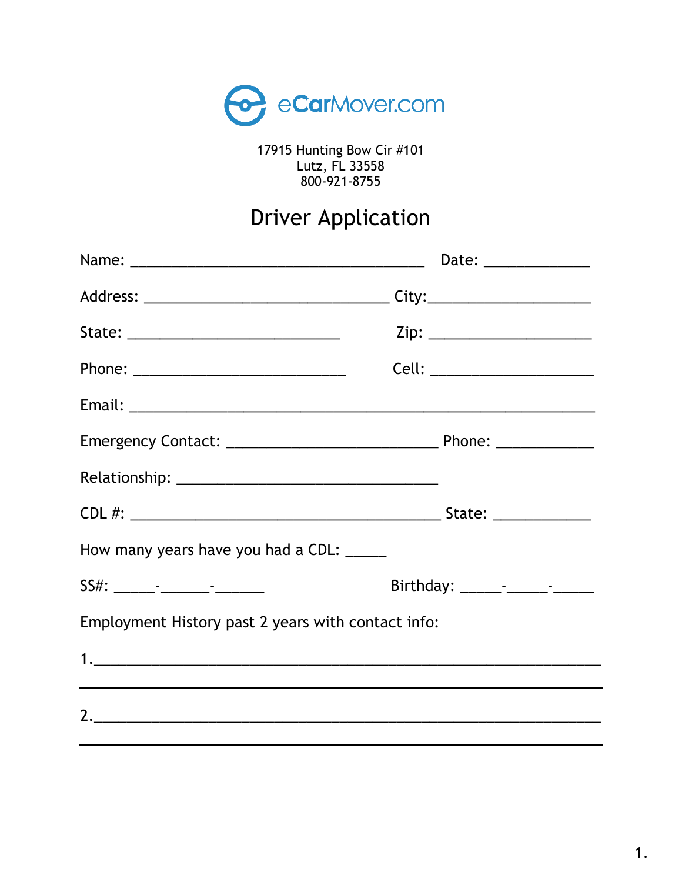eCarMover.com

17915 Hunting Bow Cir #101
Lutz, FL 33558
800-921-8755

# Driver Application

Name: ______________________________________ Date: _____________

Address: _______________________________ City:____________________

State: ___________________________ Zip: ____________________

Phone: ___________________________ Cell: ____________________

Email: ____________________________________________________________

Emergency Contact: ___________________________ Phone: ____________

Relationship: _________________________________

CDL #: ________________________________________ State: ____________

How many years have you had a CDL: _____

SS#: _____-______-______ Birthday: _____-_____-_____

Employment History past 2 years with contact info:

1.______________________________________________________________

______________________________________________________________

2.______________________________________________________________

______________________________________________________________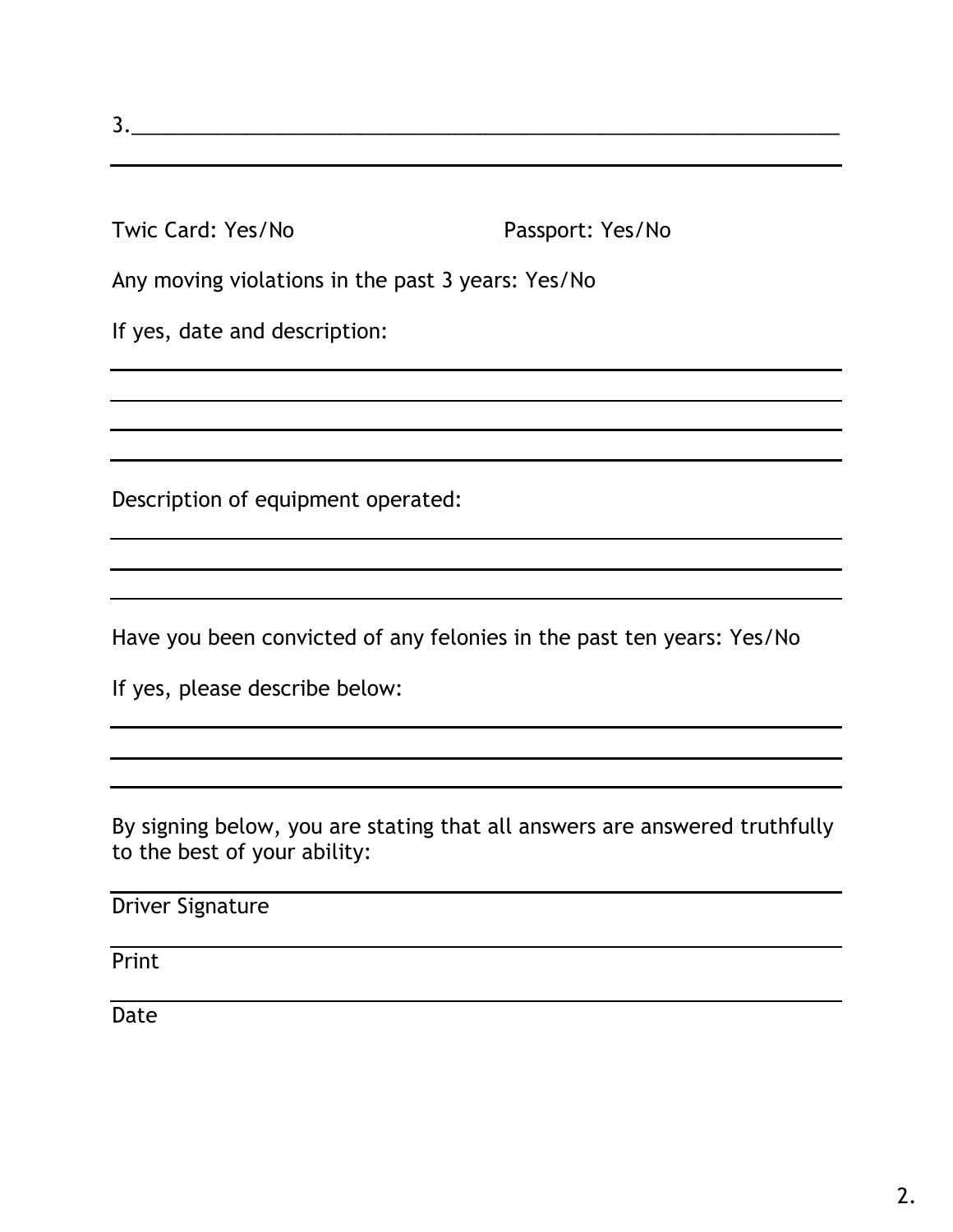3.______________________________________________________________

______________________________________________________________

Twic Card: Yes/No                                   Passport: Yes/No

Any moving violations in the past 3 years: Yes/No

If yes, date and description:

______________________________________________________________

______________________________________________________________

______________________________________________________________

______________________________________________________________

Description of equipment operated:

______________________________________________________________

______________________________________________________________

______________________________________________________________

Have you been convicted of any felonies in the past ten years: Yes/No

If yes, please describe below:

______________________________________________________________

______________________________________________________________

______________________________________________________________

By signing below, you are stating that all answers are answered truthfully to the best of your ability:

______________________________________________________________
Driver Signature

______________________________________________________________
Print

______________________________________________________________
Date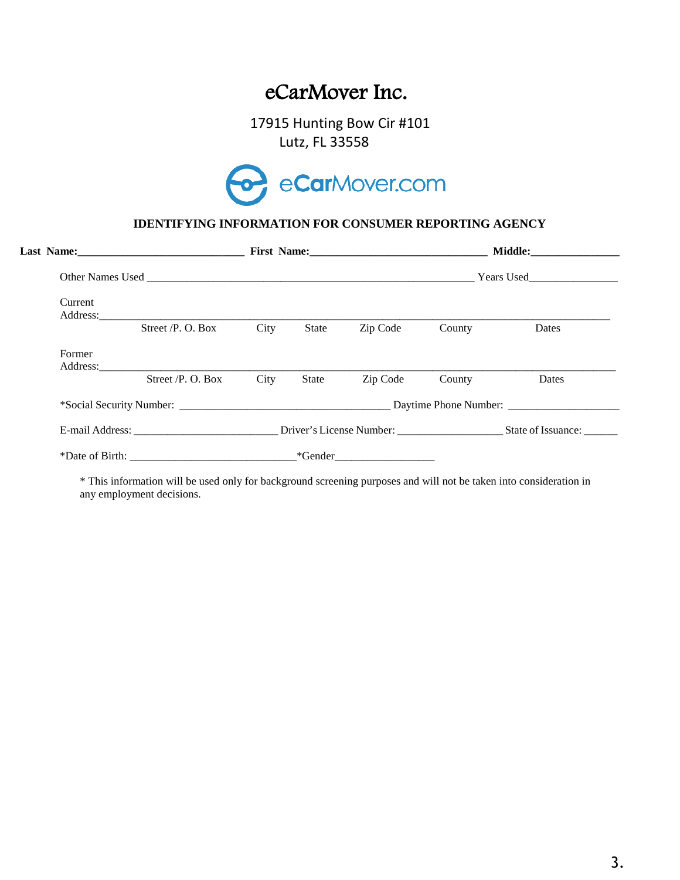# eCarMover Inc.

17915 Hunting Bow Cir #101
Lutz, FL 33558

eCarMover.com

## IDENTIFYING INFORMATION FOR CONSUMER REPORTING AGENCY

**Last Name:**______________________________ **First Name:**________________________________ **Middle:**________________

Other Names Used ___________________________________________________________ Years Used________________

Current Address:______________________________________________________________________________________

Street /P. O. Box  City  State  Zip Code  County  Dates

Former Address:_______________________________________________________________________________________

Street /P. O. Box  City  State  Zip Code  County  Dates

*Social Security Number: ______________________________________ Daytime Phone Number: ____________________

E-mail Address: __________________________ Driver's License Number: ___________________ State of Issuance: ______

*Date of Birth: ______________________________*Gender__________________

* This information will be used only for background screening purposes and will not be taken into consideration in any employment decisions.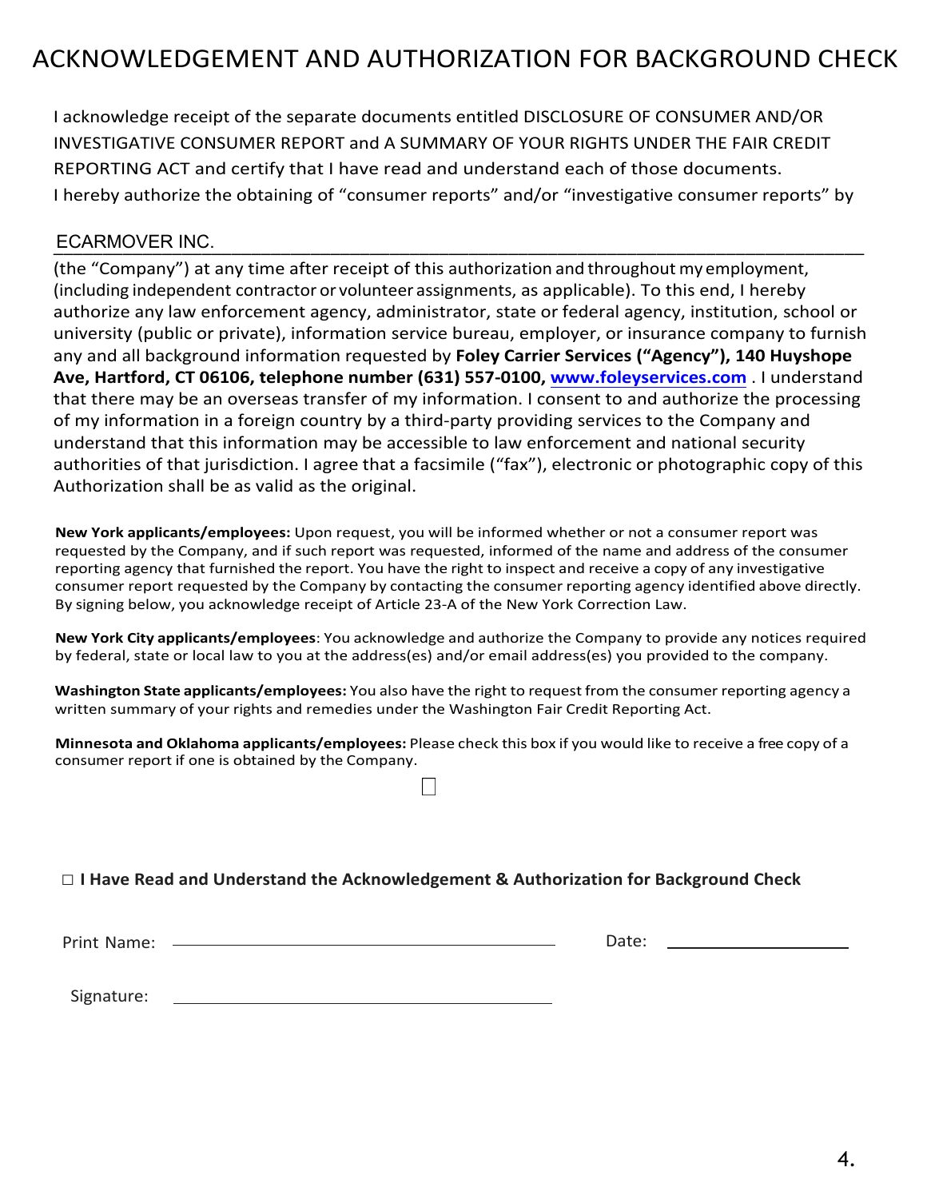# ACKNOWLEDGEMENT AND AUTHORIZATION FOR BACKGROUND CHECK

I acknowledge receipt of the separate documents entitled DISCLOSURE OF CONSUMER AND/OR INVESTIGATIVE CONSUMER REPORT and A SUMMARY OF YOUR RIGHTS UNDER THE FAIR CREDIT REPORTING ACT and certify that I have read and understand each of those documents. I hereby authorize the obtaining of "consumer reports" and/or "investigative consumer reports" by

ECARMOVER INC.
_______________________________________________________________________________

(the "Company") at any time after receipt of this authorization and throughout my employment, (including independent contractor or volunteer assignments, as applicable). To this end, I hereby authorize any law enforcement agency, administrator, state or federal agency, institution, school or university (public or private), information service bureau, employer, or insurance company to furnish any and all background information requested by **Foley Carrier Services ("Agency"), 140 Huyshope Ave, Hartford, CT 06106, telephone number (631) 557-0100, [www.foleyservices.com](http://www.foleyservices.com)** . I understand that there may be an overseas transfer of my information. I consent to and authorize the processing of my information in a foreign country by a third-party providing services to the Company and understand that this information may be accessible to law enforcement and national security authorities of that jurisdiction. I agree that a facsimile ("fax"), electronic or photographic copy of this Authorization shall be as valid as the original.

**New York applicants/employees:** Upon request, you will be informed whether or not a consumer report was requested by the Company, and if such report was requested, informed of the name and address of the consumer reporting agency that furnished the report. You have the right to inspect and receive a copy of any investigative consumer report requested by the Company by contacting the consumer reporting agency identified above directly. By signing below, you acknowledge receipt of Article 23-A of the New York Correction Law.

**New York City applicants/employees**: You acknowledge and authorize the Company to provide any notices required by federal, state or local law to you at the address(es) and/or email address(es) you provided to the company.

**Washington State applicants/employees:** You also have the right to request from the consumer reporting agency a written summary of your rights and remedies under the Washington Fair Credit Reporting Act.

**Minnesota and Oklahoma applicants/employees:** Please check this box if you would like to receive a free copy of a consumer report if one is obtained by the Company.

☐

☐ **I Have Read and Understand the Acknowledgement & Authorization for Background Check**

Print Name: ______________________________ Date: ____________________

Signature: ______________________________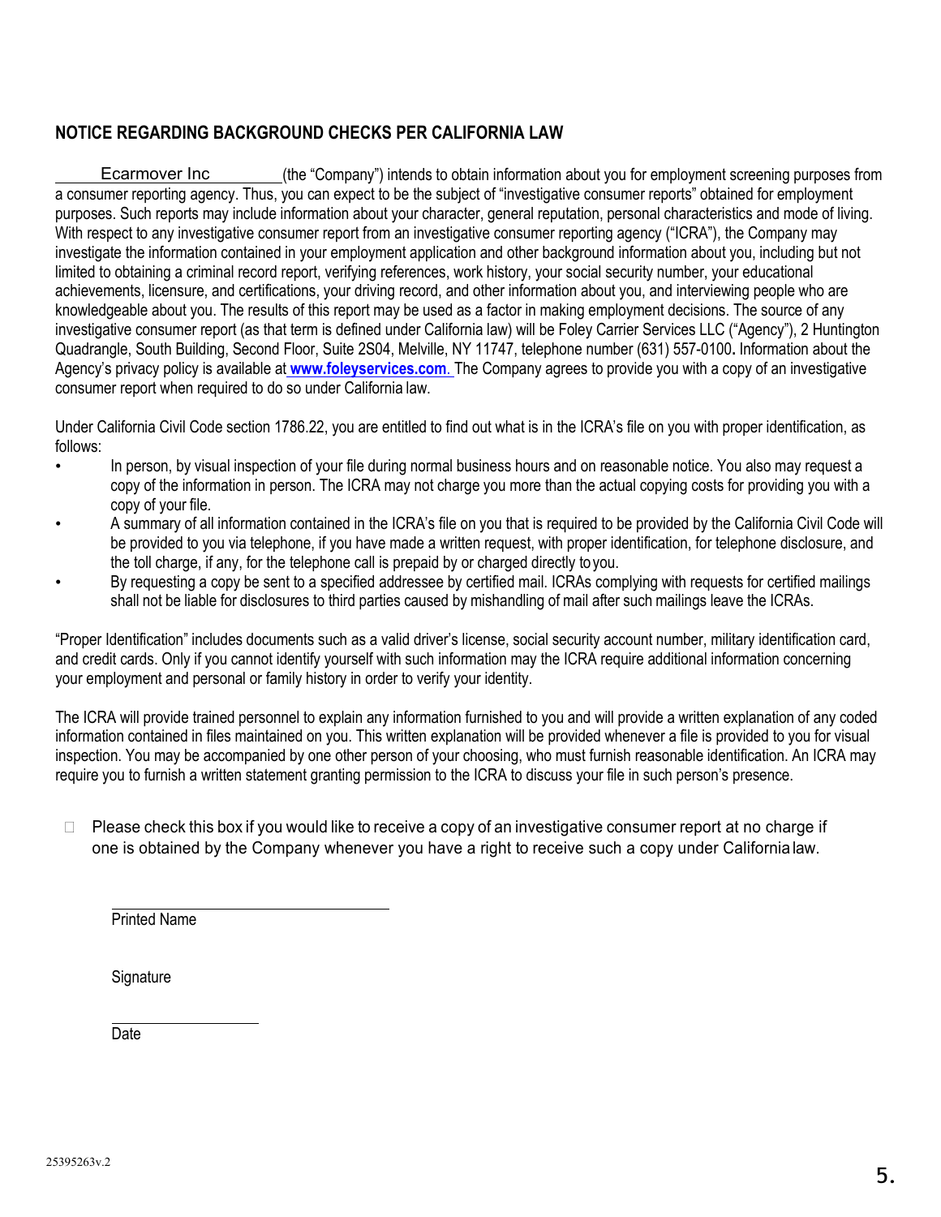## NOTICE REGARDING BACKGROUND CHECKS PER CALIFORNIA LAW

Ecarmover Inc (the "Company") intends to obtain information about you for employment screening purposes from a consumer reporting agency. Thus, you can expect to be the subject of "investigative consumer reports" obtained for employment purposes. Such reports may include information about your character, general reputation, personal characteristics and mode of living. With respect to any investigative consumer report from an investigative consumer reporting agency ("ICRA"), the Company may investigate the information contained in your employment application and other background information about you, including but not limited to obtaining a criminal record report, verifying references, work history, your social security number, your educational achievements, licensure, and certifications, your driving record, and other information about you, and interviewing people who are knowledgeable about you. The results of this report may be used as a factor in making employment decisions. The source of any investigative consumer report (as that term is defined under California law) will be Foley Carrier Services LLC ("Agency"), 2 Huntington Quadrangle, South Building, Second Floor, Suite 2S04, Melville, NY 11747, telephone number (631) 557-0100**.** Information about the Agency's privacy policy is available at **www.foleyservices.com**. The Company agrees to provide you with a copy of an investigative consumer report when required to do so under California law.

Under California Civil Code section 1786.22, you are entitled to find out what is in the ICRA's file on you with proper identification, as follows:

- In person, by visual inspection of your file during normal business hours and on reasonable notice. You also may request a copy of the information in person. The ICRA may not charge you more than the actual copying costs for providing you with a copy of your file.
- A summary of all information contained in the ICRA's file on you that is required to be provided by the California Civil Code will be provided to you via telephone, if you have made a written request, with proper identification, for telephone disclosure, and the toll charge, if any, for the telephone call is prepaid by or charged directly to you.
- By requesting a copy be sent to a specified addressee by certified mail. ICRAs complying with requests for certified mailings shall not be liable for disclosures to third parties caused by mishandling of mail after such mailings leave the ICRAs.

"Proper Identification" includes documents such as a valid driver's license, social security account number, military identification card, and credit cards. Only if you cannot identify yourself with such information may the ICRA require additional information concerning your employment and personal or family history in order to verify your identity.

The ICRA will provide trained personnel to explain any information furnished to you and will provide a written explanation of any coded information contained in files maintained on you. This written explanation will be provided whenever a file is provided to you for visual inspection. You may be accompanied by one other person of your choosing, who must furnish reasonable identification. An ICRA may require you to furnish a written statement granting permission to the ICRA to discuss your file in such person's presence.

☐ Please check this box if you would like to receive a copy of an investigative consumer report at no charge if one is obtained by the Company whenever you have a right to receive such a copy under California law.

\_\_\_\_\_\_\_\_\_\_\_\_\_\_\_\_\_\_\_\_\_\_\_\_\_\_\_\_\_\_

Printed Name

Signature

\_\_\_\_\_\_\_\_\_\_\_\_\_\_\_\_\_\_

Date

25395263v.2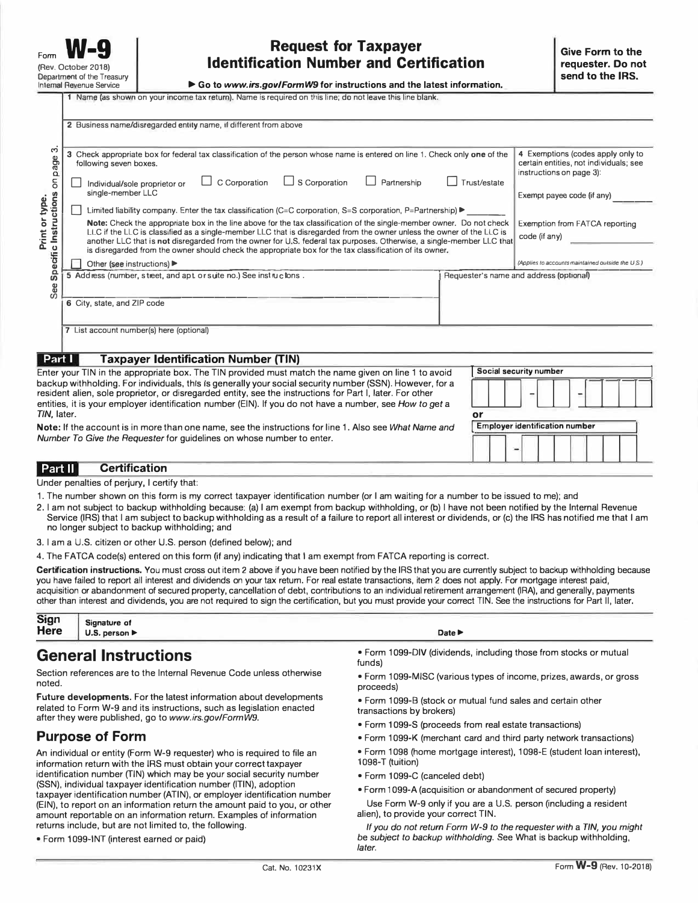Form **W-9**
(Rev. October 2018)
Department of the Treasury
Internal Revenue Service

# Request for Taxpayer Identification Number and Certification

▶ Go to *www.irs.gov/FormW9* for instructions and the latest information.

**Give Form to the requester. Do not send to the IRS.**

Print or type. See Specific Instructions on page 3.

1 Name (as shown on your income tax return). Name is required on this line; do not leave this line blank.

2 Business name/disregarded entity name, if different from above

3 Check appropriate box for federal tax classification of the person whose name is entered on line 1. Check only **one** of the following seven boxes.

☐ Individual/sole proprietor or single-member LLC ☐ C Corporation ☐ S Corporation ☐ Partnership ☐ Trust/estate

☐ Limited liability company. Enter the tax classification (C=C corporation, S=S corporation, P=Partnership) ▶

**Note:** Check the appropriate box in the line above for the tax classification of the single-member owner. Do not check LLC if the LLC is classified as a single-member LLC that is disregarded from the owner unless the owner of the LLC is another LLC that is **not** disregarded from the owner for U.S. federal tax purposes. Otherwise, a single-member LLC that is disregarded from the owner should check the appropriate box for the tax classification of its owner.

☐ Other (see instructions) ▶

4 Exemptions (codes apply only to certain entities, not individuals; see instructions on page 3):

Exempt payee code (if any)

Exemption from FATCA reporting code (if any)

*(Applies to accounts maintained outside the U.S.)*

5 Address (number, street, and apt. or suite no.) See instructions.

Requester's name and address (optional)

6 City, state, and ZIP code

7 List account number(s) here (optional)

## Part I Taxpayer Identification Number (TIN)

Enter your TIN in the appropriate box. The TIN provided must match the name given on line 1 to avoid backup withholding. For individuals, this is generally your social security number (SSN). However, for a resident alien, sole proprietor, or disregarded entity, see the instructions for Part I, later. For other entities, it is your employer identification number (EIN). If you do not have a number, see *How to get a TIN,* later.

**Note:** If the account is in more than one name, see the instructions for line 1. Also see *What Name and Number To Give the Requester* for guidelines on whose number to enter.

**Social security number**

☐☐☐ – ☐☐ – ☐☐☐☐

**or**

**Employer identification number**

☐☐ – ☐☐☐☐☐☐☐

## Part II Certification

Under penalties of perjury, I certify that:

1. The number shown on this form is my correct taxpayer identification number (or I am waiting for a number to be issued to me); and
2. I am not subject to backup withholding because: (a) I am exempt from backup withholding, or (b) I have not been notified by the Internal Revenue Service (IRS) that I am subject to backup withholding as a result of a failure to report all interest or dividends, or (c) the IRS has notified me that I am no longer subject to backup withholding; and
3. I am a U.S. citizen or other U.S. person (defined below); and
4. The FATCA code(s) entered on this form (if any) indicating that I am exempt from FATCA reporting is correct.

**Certification instructions.** You must cross out item 2 above if you have been notified by the IRS that you are currently subject to backup withholding because you have failed to report all interest and dividends on your tax return. For real estate transactions, item 2 does not apply. For mortgage interest paid, acquisition or abandonment of secured property, cancellation of debt, contributions to an individual retirement arrangement (IRA), and generally, payments other than interest and dividends, you are not required to sign the certification, but you must provide your correct TIN. See the instructions for Part II, later.

**Sign Here** **Signature of U.S. person ▶** **Date ▶**

## General Instructions

Section references are to the Internal Revenue Code unless otherwise noted.

**Future developments.** For the latest information about developments related to Form W-9 and its instructions, such as legislation enacted after they were published, go to *www.irs.gov/FormW9.*

## Purpose of Form

An individual or entity (Form W-9 requester) who is required to file an information return with the IRS must obtain your correct taxpayer identification number (TIN) which may be your social security number (SSN), individual taxpayer identification number (ITIN), adoption taxpayer identification number (ATIN), or employer identification number (EIN), to report on an information return the amount paid to you, or other amount reportable on an information return. Examples of information returns include, but are not limited to, the following.

- Form 1099-INT (interest earned or paid)
- Form 1099-DIV (dividends, including those from stocks or mutual funds)
- Form 1099-MISC (various types of income, prizes, awards, or gross proceeds)
- Form 1099-B (stock or mutual fund sales and certain other transactions by brokers)
- Form 1099-S (proceeds from real estate transactions)
- Form 1099-K (merchant card and third party network transactions)
- Form 1098 (home mortgage interest), 1098-E (student loan interest), 1098-T (tuition)
- Form 1099-C (canceled debt)
- Form 1099-A (acquisition or abandonment of secured property)

Use Form W-9 only if you are a U.S. person (including a resident alien), to provide your correct TIN.

*If you do not return Form W-9 to the requester with a TIN, you might be subject to backup withholding. See* What is backup withholding, *later.*

Cat. No. 10231X Form **W-9** (Rev. 10-2018)